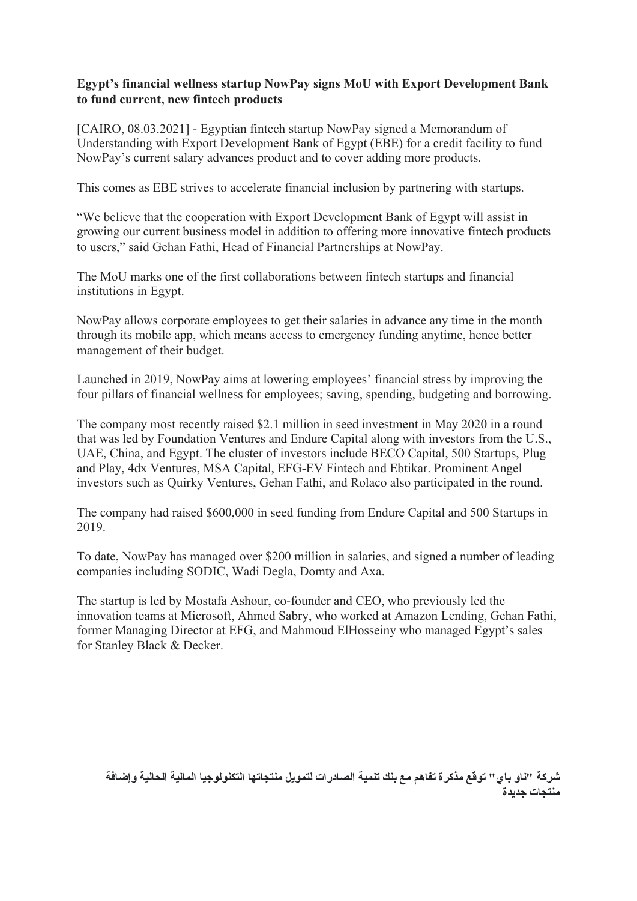**Egypt's financial wellness startup NowPay signs MoU with Export Development Bank to fund current, new fintech products**

[CAIRO, 08.03.2021] - Egyptian fintech startup NowPay signed a Memorandum of Understanding with Export Development Bank of Egypt (EBE) for a credit facility to fund NowPay's current salary advances product and to cover adding more products.

This comes as EBE strives to accelerate financial inclusion by partnering with startups.

"We believe that the cooperation with Export Development Bank of Egypt will assist in growing our current business model in addition to offering more innovative fintech products to users," said Gehan Fathi, Head of Financial Partnerships at NowPay.

The MoU marks one of the first collaborations between fintech startups and financial institutions in Egypt.

NowPay allows corporate employees to get their salaries in advance any time in the month through its mobile app, which means access to emergency funding anytime, hence better management of their budget.

Launched in 2019, NowPay aims at lowering employees' financial stress by improving the four pillars of financial wellness for employees; saving, spending, budgeting and borrowing.

The company most recently raised $2.1 million in seed investment in May 2020 in a round that was led by Foundation Ventures and Endure Capital along with investors from the U.S., UAE, China, and Egypt. The cluster of investors include BECO Capital, 500 Startups, Plug and Play, 4dx Ventures, MSA Capital, EFG-EV Fintech and Ebtikar. Prominent Angel investors such as Quirky Ventures, Gehan Fathi, and Rolaco also participated in the round.

The company had raised $600,000 in seed funding from Endure Capital and 500 Startups in 2019.

To date, NowPay has managed over $200 million in salaries, and signed a number of leading companies including SODIC, Wadi Degla, Domty and Axa.

The startup is led by Mostafa Ashour, co-founder and CEO, who previously led the innovation teams at Microsoft, Ahmed Sabry, who worked at Amazon Lending, Gehan Fathi, former Managing Director at EFG, and Mahmoud ElHosseiny who managed Egypt's sales for Stanley Black & Decker.

**شركة "ناو باي" توقع مذكرة تفاهم مع بنك تنمية الصادرات لتمويل منتجاتها التكنولوجيا المالية الحالية وإضافة منتجات جديدة**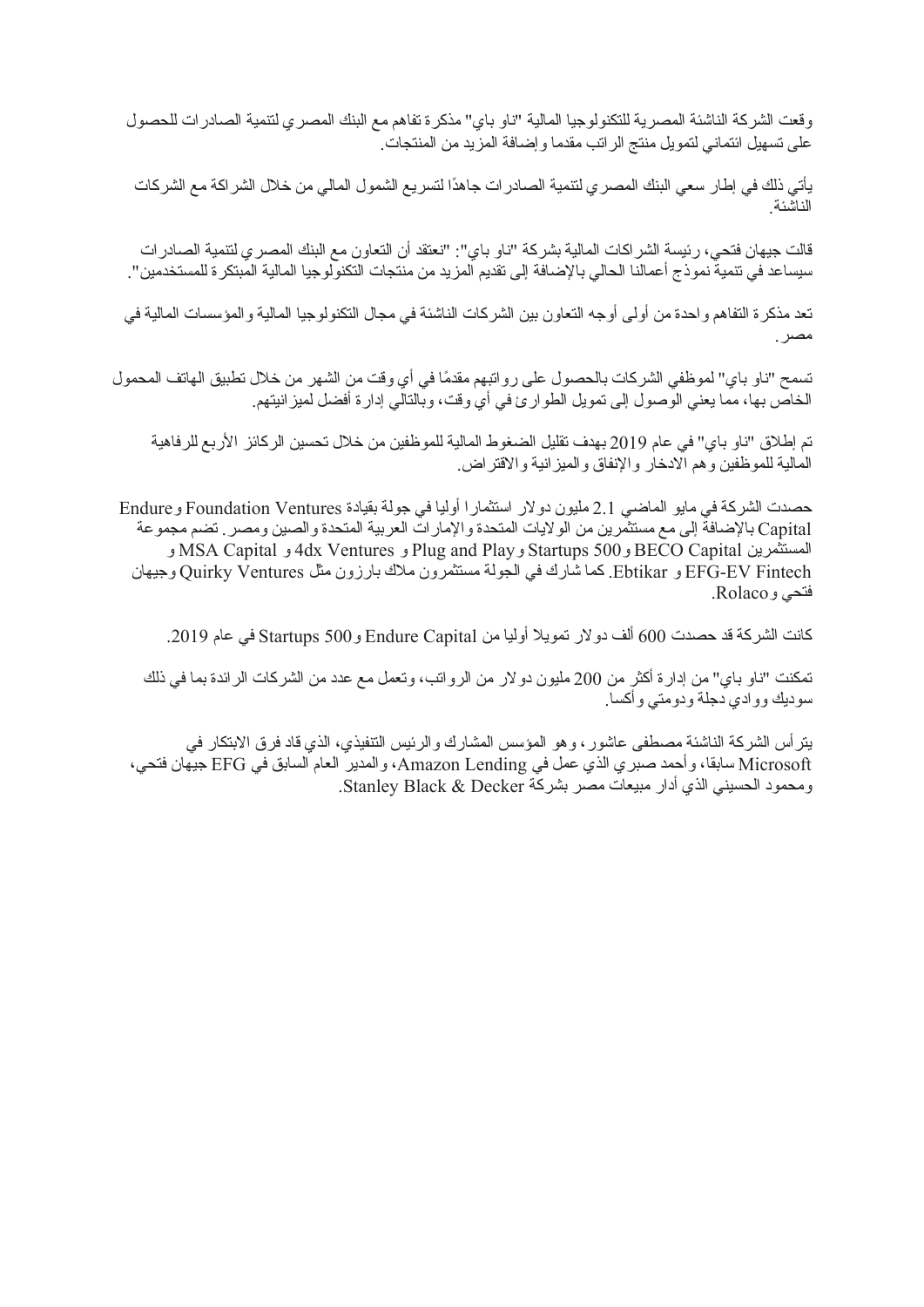وقعت الشركة الناشئة المصرية للتكنولوجيا المالية "ناو باي" مذكرة تفاهم مع البنك المصري لتنمية الصادرات للحصول على تسهيل ائتماني لتمويل منتج الراتب مقدما وإضافة المزيد من المنتجات.

يأتي ذلك في إطار سعي البنك المصري لتنمية الصادرات جاهدًا لتسريع الشمول المالي من خلال الشراكة مع الشركات الناشئة.

قالت جيهان فتحي، رئيسة الشراكات المالية بشركة "ناو باي": "نعتقد أن التعاون مع البنك المصري لتنمية الصادرات سيساعد في تنمية نموذج أعمالنا الحالي بالإضافة إلى تقديم المزيد من منتجات التكنولوجيا المالية المبتكرة للمستخدمين".

تعد مذكرة التفاهم واحدة من أولى أوجه التعاون بين الشركات الناشئة في مجال التكنولوجيا المالية والمؤسسات المالية في مصر.

تسمح "ناو باي" لموظفي الشركات بالحصول على رواتبهم مقدمًا في أي وقت من الشهر من خلال تطبيق الهاتف المحمول الخاص بها، مما يعني الوصول إلى تمويل الطوارئ في أي وقت، وبالتالي إدارة أفضل لميزانيتهم.

تم إطلاق "ناو باي" في عام 2019 بهدف تقليل الضغوط المالية للموظفين من خلال تحسين الركائز الأربع للرفاهية المالية للموظفين وهم الادخار والإنفاق والميزانية والاقتراض.

حصدت الشركة في مايو الماضي 2.1 مليون دولار استثمارا أوليا في جولة بقيادة Foundation Ventures وEndure Capital بالإضافة إلى مع مستثمرين من الولايات المتحدة والإمارات العربية المتحدة والصين ومصر. تضم مجموعة المستثمرين BECO Capital و500 Startups وPlug and Play و 4dx Ventures و MSA Capital و EFG-EV Fintech و Ebtikar. كما شارك في الجولة مستثمرون ملاك بارزون مثل Quirky Ventures وجيهان فتحي وRolaco.

كانت الشركة قد حصدت 600 ألف دولار تمويلا أوليا من Endure Capital و500 Startups في عام 2019.

تمكنت "ناو باي" من إدارة أكثر من 200 مليون دولار من الرواتب، وتعمل مع عدد من الشركات الرائدة بما في ذلك سوديك ووادي دجلة ودومتي وأكسا.

يترأس الشركة الناشئة مصطفى عاشور، وهو المؤسس المشارك والرئيس التنفيذي، الذي قاد فرق الابتكار في Microsoft سابقا، وأحمد صبري الذي عمل في Amazon Lending، والمدير العام السابق في EFG جيهان فتحي، ومحمود الحسيني الذي أدار مبيعات مصر بشركة Stanley Black & Decker.